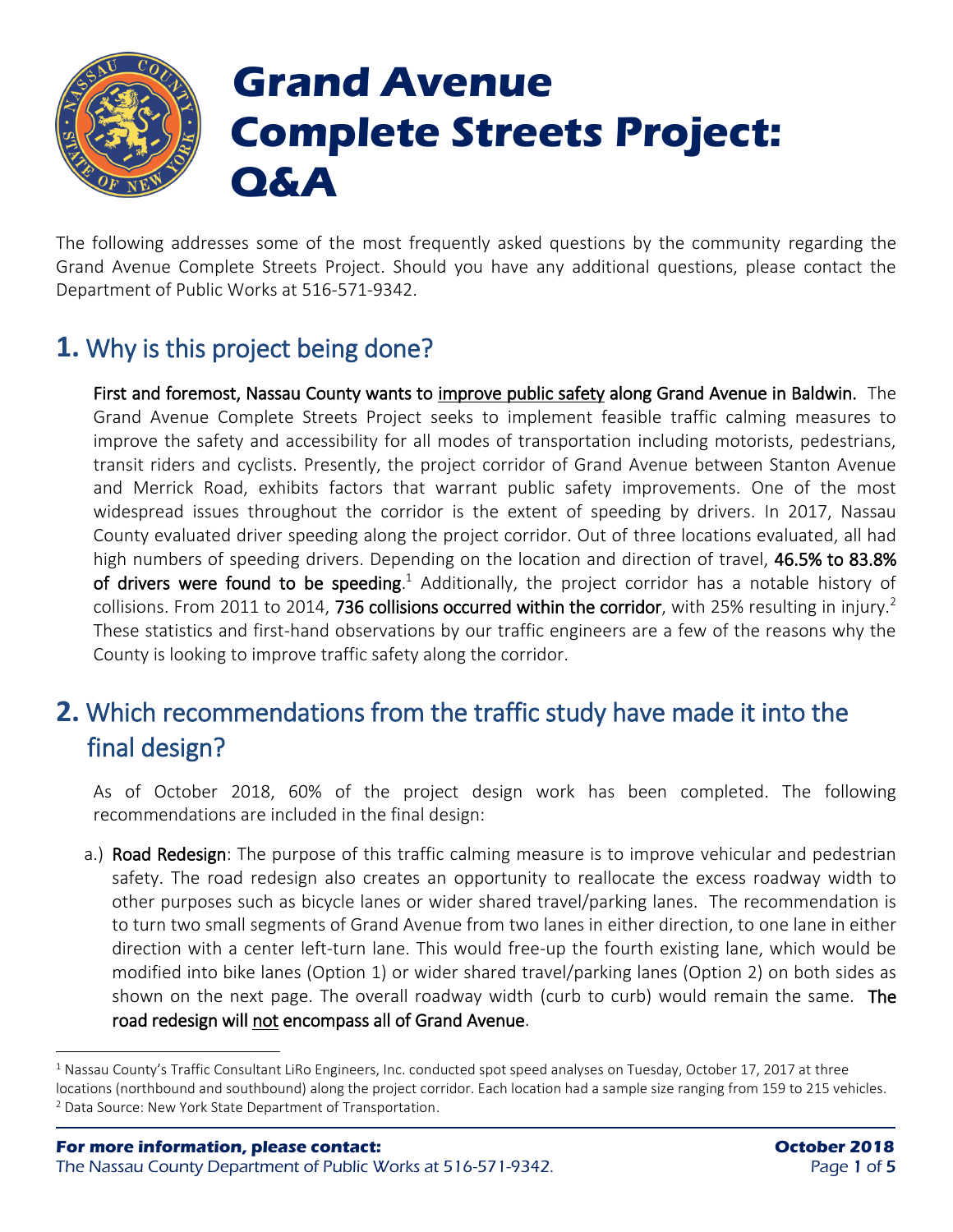# Grand Avenue Complete Streets Project: Q&A

The following addresses some of the most frequently asked questions by the community regarding the Grand Avenue Complete Streets Project. Should you have any additional questions, please contact the Department of Public Works at 516-571-9342.

## 1. Why is this project being done?

**First and foremost, Nassau County wants to improve public safety along Grand Avenue in Baldwin.** The Grand Avenue Complete Streets Project seeks to implement feasible traffic calming measures to improve the safety and accessibility for all modes of transportation including motorists, pedestrians, transit riders and cyclists. Presently, the project corridor of Grand Avenue between Stanton Avenue and Merrick Road, exhibits factors that warrant public safety improvements. One of the most widespread issues throughout the corridor is the extent of speeding by drivers. In 2017, Nassau County evaluated driver speeding along the project corridor. Out of three locations evaluated, all had high numbers of speeding drivers. Depending on the location and direction of travel, **46.5% to 83.8% of drivers were found to be speeding**.[1] Additionally, the project corridor has a notable history of collisions. From 2011 to 2014, **736 collisions occurred within the corridor**, with 25% resulting in injury.[2] These statistics and first-hand observations by our traffic engineers are a few of the reasons why the County is looking to improve traffic safety along the corridor.

## 2. Which recommendations from the traffic study have made it into the final design?

As of October 2018, 60% of the project design work has been completed. The following recommendations are included in the final design:

a.) **Road Redesign**: The purpose of this traffic calming measure is to improve vehicular and pedestrian safety. The road redesign also creates an opportunity to reallocate the excess roadway width to other purposes such as bicycle lanes or wider shared travel/parking lanes. The recommendation is to turn two small segments of Grand Avenue from two lanes in either direction, to one lane in either direction with a center left-turn lane. This would free-up the fourth existing lane, which would be modified into bike lanes (Option 1) or wider shared travel/parking lanes (Option 2) on both sides as shown on the next page. The overall roadway width (curb to curb) would remain the same. **The road redesign will not encompass all of Grand Avenue**.

[1] Nassau County's Traffic Consultant LiRo Engineers, Inc. conducted spot speed analyses on Tuesday, October 17, 2017 at three locations (northbound and southbound) along the project corridor. Each location had a sample size ranging from 159 to 215 vehicles.

[2] Data Source: New York State Department of Transportation.

**For more information, please contact:**
The Nassau County Department of Public Works at 516-571-9342.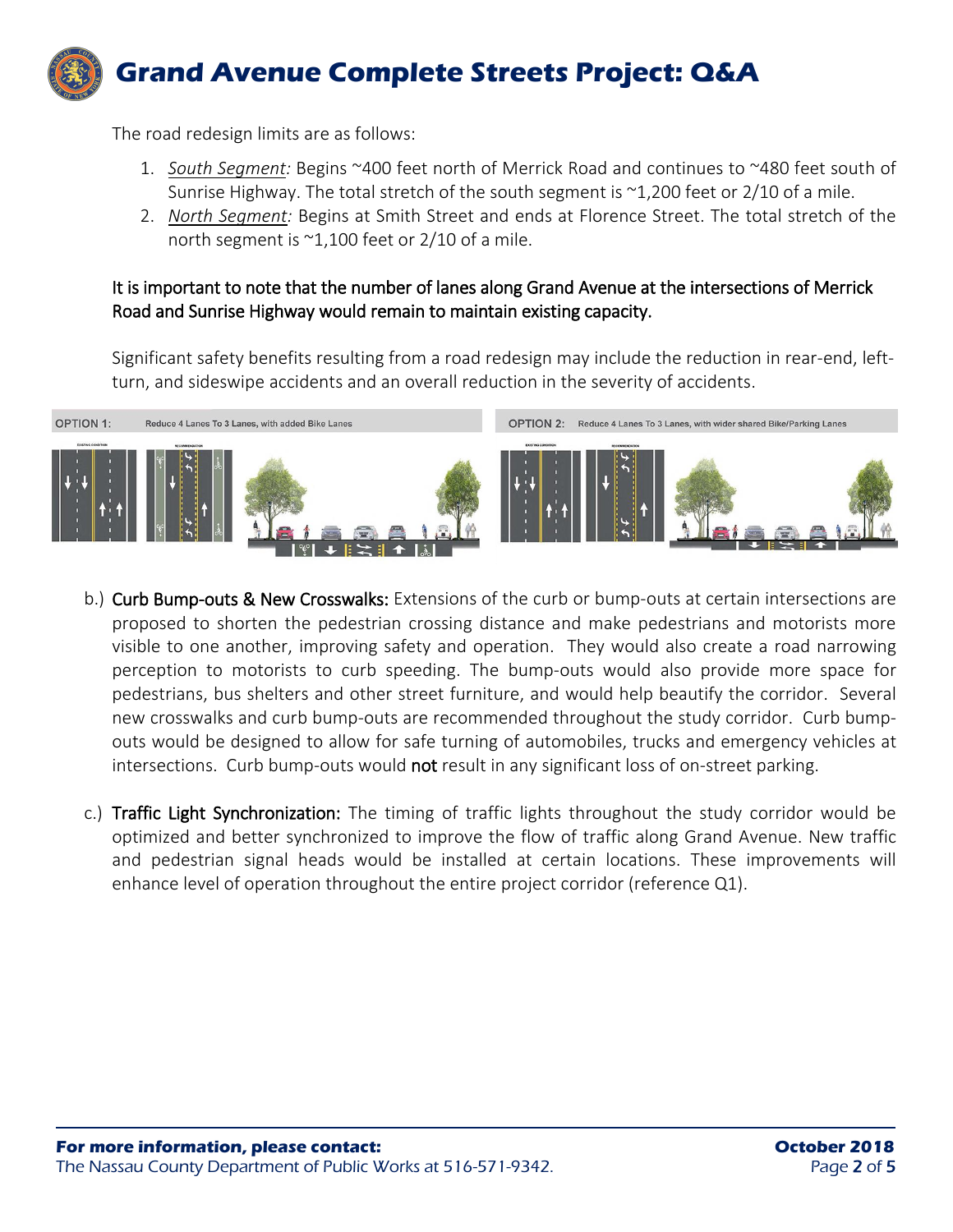The road redesign limits are as follows:

1. *South Segment:* Begins ~400 feet north of Merrick Road and continues to ~480 feet south of Sunrise Highway. The total stretch of the south segment is ~1,200 feet or 2/10 of a mile.
2. *North Segment:* Begins at Smith Street and ends at Florence Street. The total stretch of the north segment is ~1,100 feet or 2/10 of a mile.

It is important to note that the number of lanes along Grand Avenue at the intersections of Merrick Road and Sunrise Highway would remain to maintain existing capacity.

Significant safety benefits resulting from a road redesign may include the reduction in rear-end, left-turn, and sideswipe accidents and an overall reduction in the severity of accidents.

OPTION 1: Reduce 4 Lanes To 3 Lanes, with added Bike Lanes

OPTION 2: Reduce 4 Lanes To 3 Lanes, with wider shared Bike/Parking Lanes

b.) **Curb Bump-outs & New Crosswalks:** Extensions of the curb or bump-outs at certain intersections are proposed to shorten the pedestrian crossing distance and make pedestrians and motorists more visible to one another, improving safety and operation. They would also create a road narrowing perception to motorists to curb speeding. The bump-outs would also provide more space for pedestrians, bus shelters and other street furniture, and would help beautify the corridor. Several new crosswalks and curb bump-outs are recommended throughout the study corridor. Curb bump-outs would be designed to allow for safe turning of automobiles, trucks and emergency vehicles at intersections. Curb bump-outs would **not** result in any significant loss of on-street parking.

c.) **Traffic Light Synchronization:** The timing of traffic lights throughout the study corridor would be optimized and better synchronized to improve the flow of traffic along Grand Avenue. New traffic and pedestrian signal heads would be installed at certain locations. These improvements will enhance level of operation throughout the entire project corridor (reference Q1).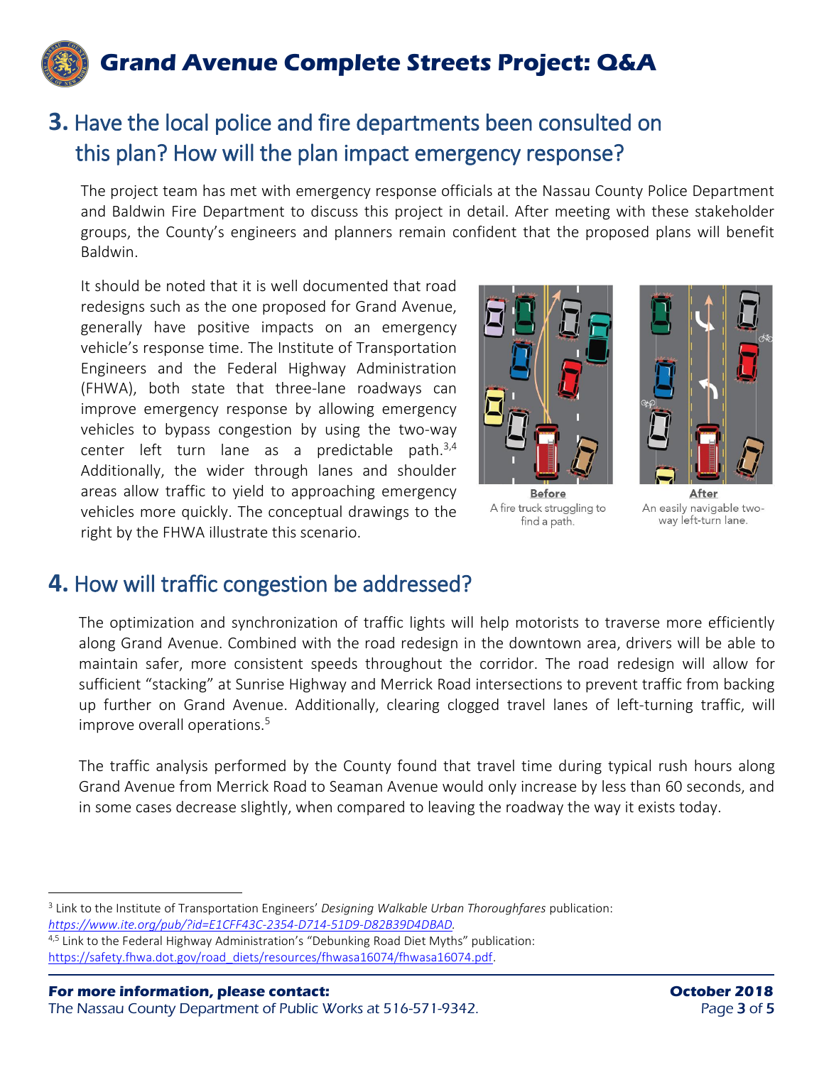# Grand Avenue Complete Streets Project: Q&A

## 3. Have the local police and fire departments been consulted on this plan? How will the plan impact emergency response?

The project team has met with emergency response officials at the Nassau County Police Department and Baldwin Fire Department to discuss this project in detail. After meeting with these stakeholder groups, the County's engineers and planners remain confident that the proposed plans will benefit Baldwin.

It should be noted that it is well documented that road redesigns such as the one proposed for Grand Avenue, generally have positive impacts on an emergency vehicle's response time. The Institute of Transportation Engineers and the Federal Highway Administration (FHWA), both state that three-lane roadways can improve emergency response by allowing emergency vehicles to bypass congestion by using the two-way center left turn lane as a predictable path.[3,4] Additionally, the wider through lanes and shoulder areas allow traffic to yield to approaching emergency vehicles more quickly. The conceptual drawings to the right by the FHWA illustrate this scenario.

**Before**
A fire truck struggling to find a path.

**After**
An easily navigable two-way left-turn lane.

## 4. How will traffic congestion be addressed?

The optimization and synchronization of traffic lights will help motorists to traverse more efficiently along Grand Avenue. Combined with the road redesign in the downtown area, drivers will be able to maintain safer, more consistent speeds throughout the corridor. The road redesign will allow for sufficient "stacking" at Sunrise Highway and Merrick Road intersections to prevent traffic from backing up further on Grand Avenue. Additionally, clearing clogged travel lanes of left-turning traffic, will improve overall operations.[5]

The traffic analysis performed by the County found that travel time during typical rush hours along Grand Avenue from Merrick Road to Seaman Avenue would only increase by less than 60 seconds, and in some cases decrease slightly, when compared to leaving the roadway the way it exists today.

---

[3] Link to the Institute of Transportation Engineers' *Designing Walkable Urban Thoroughfares* publication: *https://www.ite.org/pub/?id=E1CFF43C-2354-D714-51D9-D82B39D4DBAD*.

[4,5] Link to the Federal Highway Administration's "Debunking Road Diet Myths" publication: https://safety.fhwa.dot.gov/road_diets/resources/fhwasa16074/fhwasa16074.pdf.

**For more information, please contact:**
The Nassau County Department of Public Works at 516-571-9342.

**October 2018**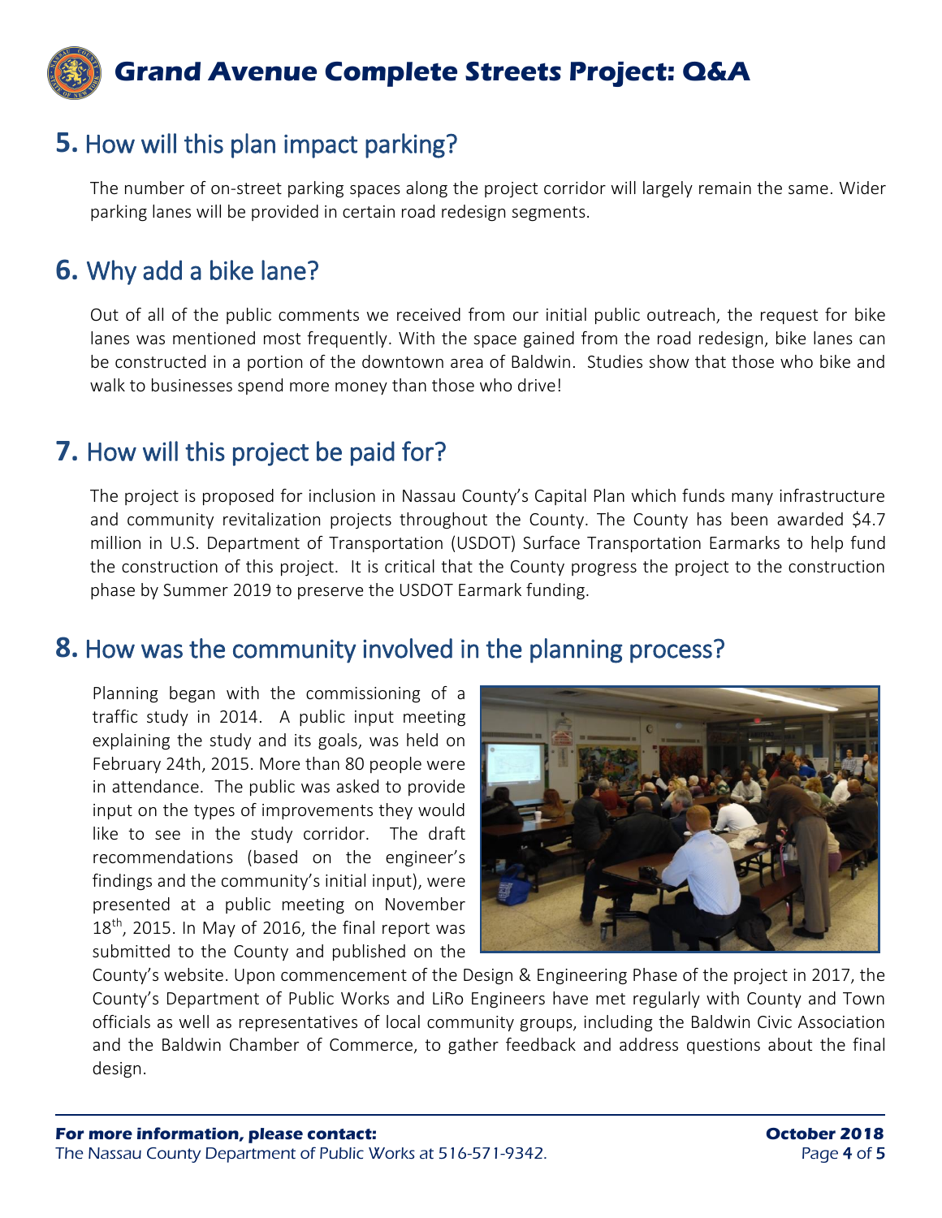# Grand Avenue Complete Streets Project: Q&A

## **5.** How will this plan impact parking?

The number of on-street parking spaces along the project corridor will largely remain the same. Wider parking lanes will be provided in certain road redesign segments.

## **6.** Why add a bike lane?

Out of all of the public comments we received from our initial public outreach, the request for bike lanes was mentioned most frequently. With the space gained from the road redesign, bike lanes can be constructed in a portion of the downtown area of Baldwin. Studies show that those who bike and walk to businesses spend more money than those who drive!

## **7.** How will this project be paid for?

The project is proposed for inclusion in Nassau County's Capital Plan which funds many infrastructure and community revitalization projects throughout the County. The County has been awarded $4.7 million in U.S. Department of Transportation (USDOT) Surface Transportation Earmarks to help fund the construction of this project. It is critical that the County progress the project to the construction phase by Summer 2019 to preserve the USDOT Earmark funding.

## **8.** How was the community involved in the planning process?

Planning began with the commissioning of a traffic study in 2014. A public input meeting explaining the study and its goals, was held on February 24th, 2015. More than 80 people were in attendance. The public was asked to provide input on the types of improvements they would like to see in the study corridor. The draft recommendations (based on the engineer's findings and the community's initial input), were presented at a public meeting on November 18th, 2015. In May of 2016, the final report was submitted to the County and published on the County's website. Upon commencement of the Design & Engineering Phase of the project in 2017, the County's Department of Public Works and LiRo Engineers have met regularly with County and Town officials as well as representatives of local community groups, including the Baldwin Civic Association and the Baldwin Chamber of Commerce, to gather feedback and address questions about the final design.

**For more information, please contact:**
The Nassau County Department of Public Works at 516-571-9342.

**October 2018**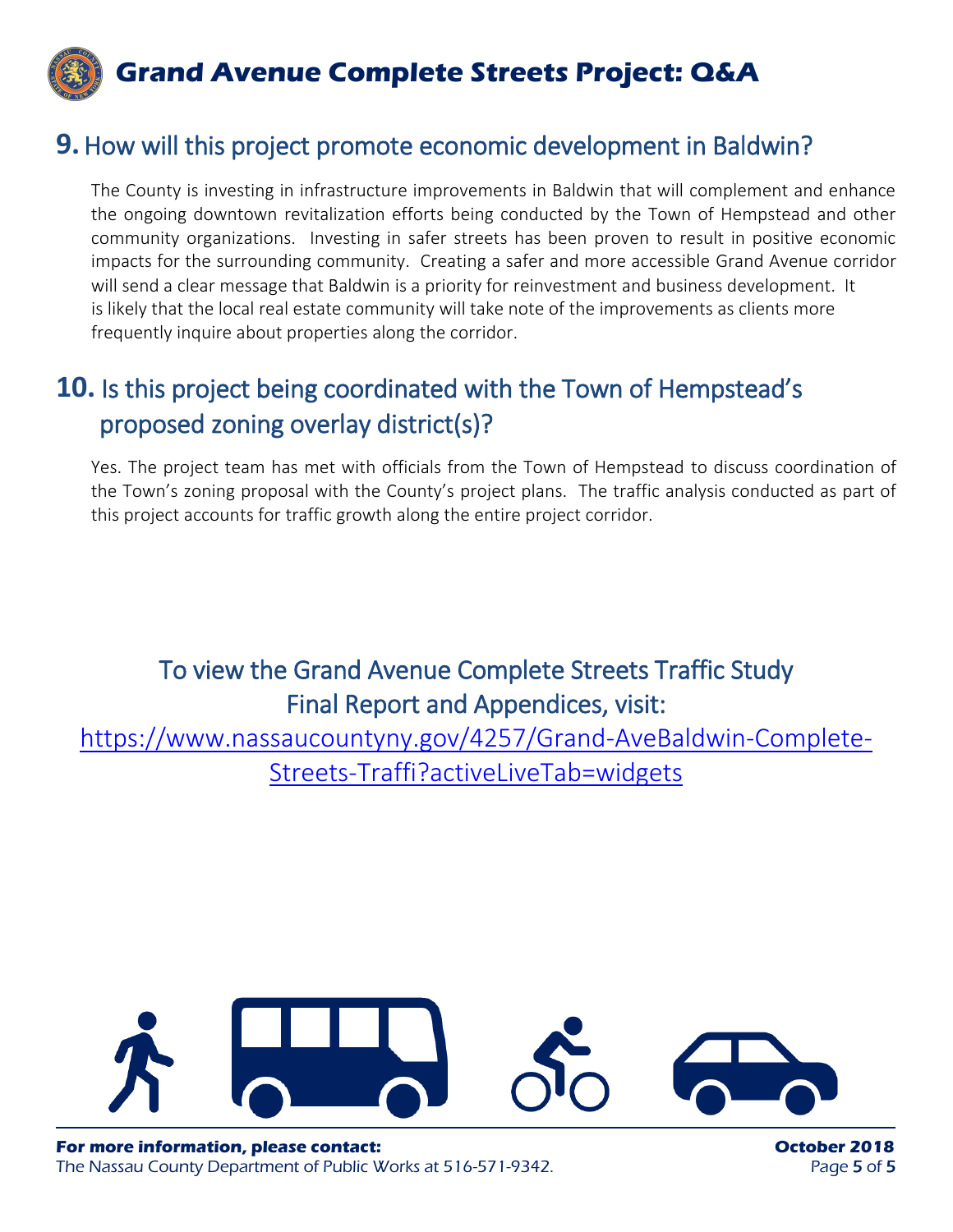## 9. How will this project promote economic development in Baldwin?

The County is investing in infrastructure improvements in Baldwin that will complement and enhance the ongoing downtown revitalization efforts being conducted by the Town of Hempstead and other community organizations. Investing in safer streets has been proven to result in positive economic impacts for the surrounding community. Creating a safer and more accessible Grand Avenue corridor will send a clear message that Baldwin is a priority for reinvestment and business development. It is likely that the local real estate community will take note of the improvements as clients more frequently inquire about properties along the corridor.

## 10. Is this project being coordinated with the Town of Hempstead's proposed zoning overlay district(s)?

Yes. The project team has met with officials from the Town of Hempstead to discuss coordination of the Town's zoning proposal with the County's project plans. The traffic analysis conducted as part of this project accounts for traffic growth along the entire project corridor.

To view the Grand Avenue Complete Streets Traffic Study Final Report and Appendices, visit:
https://www.nassaucountyny.gov/4257/Grand-AveBaldwin-Complete-Streets-Traffi?activeLiveTab=widgets

**For more information, please contact:**
The Nassau County Department of Public Works at 516-571-9342.

**October 2018**